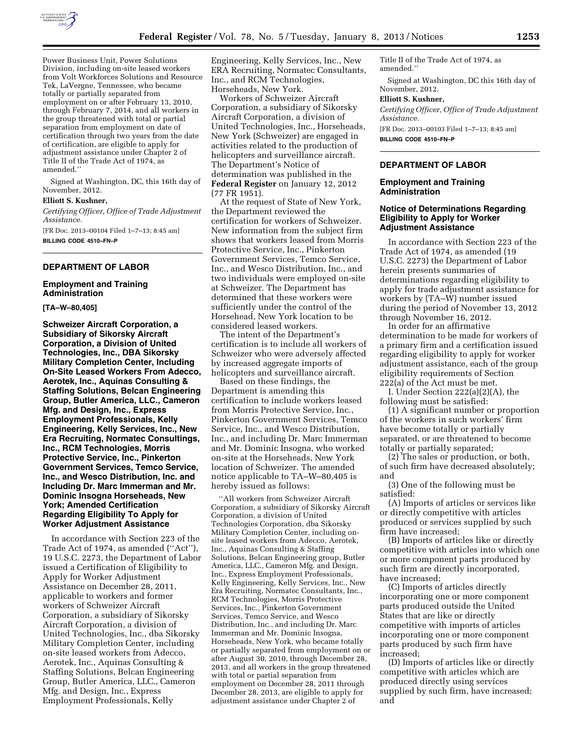Power Business Unit, Power Solutions Division, including on-site leased workers from Volt Workforces Solutions and Resource Tek, LaVergne, Tennessee, who became totally or partially separated from employment on or after February 13, 2010, through February 7, 2014, and all workers in the group threatened with total or partial separation from employment on date of certification through two years from the date of certification, are eligible to apply for adjustment assistance under Chapter 2 of Title II of the Trade Act of 1974, as amended.''

Signed at Washington, DC, this 16th day of November, 2012.

**Elliott S. Kushner,**

*Certifying Officer, Office of Trade Adjustment Assistance.*

[FR Doc. 2013–00104 Filed 1–7–13; 8:45 am]

**BILLING CODE 4510–FN–P**

## DEPARTMENT OF LABOR

### Employment and Training Administration

**[TA–W–80,405]**

### Schweizer Aircraft Corporation, a Subsidiary of Sikorsky Aircraft Corporation, a Division of United Technologies, Inc., DBA Sikorsky Military Completion Center, Including On-Site Leased Workers From Adecco, Aerotek, Inc., Aquinas Consulting & Staffing Solutions, Belcan Engineering Group, Butler America, LLC., Cameron Mfg. and Design, Inc., Express Employment Professionals, Kelly Engineering, Kelly Services, Inc., New Era Recruiting, Normatec Consultings, Inc., RCM Technologies, Morris Protective Service, Inc., Pinkerton Government Services, Temco Service, Inc., and Wesco Distribution, Inc. and Including Dr. Marc Immerman and Mr. Dominic Insogna Horseheads, New York; Amended Certification Regarding Eligibility To Apply for Worker Adjustment Assistance

In accordance with Section 223 of the Trade Act of 1974, as amended (''Act''), 19 U.S.C. 2273, the Department of Labor issued a Certification of Eligibility to Apply for Worker Adjustment Assistance on December 28, 2011, applicable to workers and former workers of Schweizer Aircraft Corporation, a subsidiary of Sikorsky Aircraft Corporation, a division of United Technologies, Inc., dba Sikorsky Military Completion Center, including on-site leased workers from Adecco, Aerotek, Inc., Aquinas Consulting & Staffing Solutions, Belcan Engineering Group, Butler America, LLC., Cameron Mfg. and Design, Inc., Express Employment Professionals, Kelly Engineering, Kelly Services, Inc., New ERA Recruiting, Normatec Consultants, Inc., and RCM Technologies, Horseheads, New York.

Workers of Schweizer Aircraft Corporation, a subsidiary of Sikorsky Aircraft Corporation, a division of United Technologies, Inc., Horseheads, New York (Schweizer) are engaged in activities related to the production of helicopters and surveillance aircraft. The Department's Notice of determination was published in the **Federal Register** on January 12, 2012 (77 FR 1951).

At the request of State of New York, the Department reviewed the certification for workers of Schweizer. New information from the subject firm shows that workers leased from Morris Protective Service, Inc., Pinkerton Government Services, Temco Service, Inc., and Wesco Distribution, Inc., and two individuals were employed on-site at Schweizer. The Department has determined that these workers were sufficiently under the control of the Horsehead, New York location to be considered leased workers.

The intent of the Department's certification is to include all workers of Schweizer who were adversely affected by increased aggregate imports of helicopters and surveillance aircraft.

Based on these findings, the Department is amending this certification to include workers leased from Morris Protective Service, Inc., Pinkerton Government Services, Temco Service, Inc., and Wesco Distribution, Inc., and including Dr. Marc Immerman and Mr. Dominic Insogna, who worked on-site at the Horseheads, New York location of Schweizer. The amended notice applicable to TA–W–80,405 is hereby issued as follows:

''All workers from Schweizer Aircraft Corporation, a subsidiary of Sikorsky Aircraft Corporation, a division of United Technologies Corporation, dba Sikorsky Military Completion Center, including on-site leased workers from Adecco, Aerotek, Inc., Aquinas Consulting & Staffing Solutions, Belcan Engineering group, Butler America, LLC., Cameron Mfg. and Design, Inc., Express Employment Professionals, Kelly Engineering, Kelly Services, Inc., New Era Recruiting, Normatec Consultants, Inc., RCM Technologies, Morris Protective Services, Inc., Pinkerton Government Services, Temco Service, and Wesco Distribution, Inc., and including Dr. Marc Immerman and Mr. Dominic Insogna, Horseheads, New York, who became totally or partially separated from employment on or after August 30, 2010, through December 28, 2013, and all workers in the group threatened with total or partial separation from employment on December 28, 2011 through December 28, 2013, are eligible to apply for adjustment assistance under Chapter 2 of Title II of the Trade Act of 1974, as amended.''

Signed at Washington, DC this 16th day of November, 2012.

**Elliott S. Kushner,**

*Certifying Officer, Office of Trade Adjustment Assistance.*

[FR Doc. 2013–00103 Filed 1–7–13; 8:45 am]

**BILLING CODE 4510–FN–P**

## DEPARTMENT OF LABOR

### Employment and Training Administration

### Notice of Determinations Regarding Eligibility to Apply for Worker Adjustment Assistance

In accordance with Section 223 of the Trade Act of 1974, as amended (19 U.S.C. 2273) the Department of Labor herein presents summaries of determinations regarding eligibility to apply for trade adjustment assistance for workers by (TA–W) number issued during the period of November 13, 2012 through November 16, 2012.

In order for an affirmative determination to be made for workers of a primary firm and a certification issued regarding eligibility to apply for worker adjustment assistance, each of the group eligibility requirements of Section 222(a) of the Act must be met.

I. Under Section 222(a)(2)(A), the following must be satisfied:

(1) A significant number or proportion of the workers in such workers' firm have become totally or partially separated, or are threatened to become totally or partially separated;

(2) The sales or production, or both, of such firm have decreased absolutely; and

(3) One of the following must be satisfied:

(A) Imports of articles or services like or directly competitive with articles produced or services supplied by such firm have increased;

(B) Imports of articles like or directly competitive with articles into which one or more component parts produced by such firm are directly incorporated, have increased;

(C) Imports of articles directly incorporating one or more component parts produced outside the United States that are like or directly competitive with imports of articles incorporating one or more component parts produced by such firm have increased;

(D) Imports of articles like or directly competitive with articles which are produced directly using services supplied by such firm, have increased; and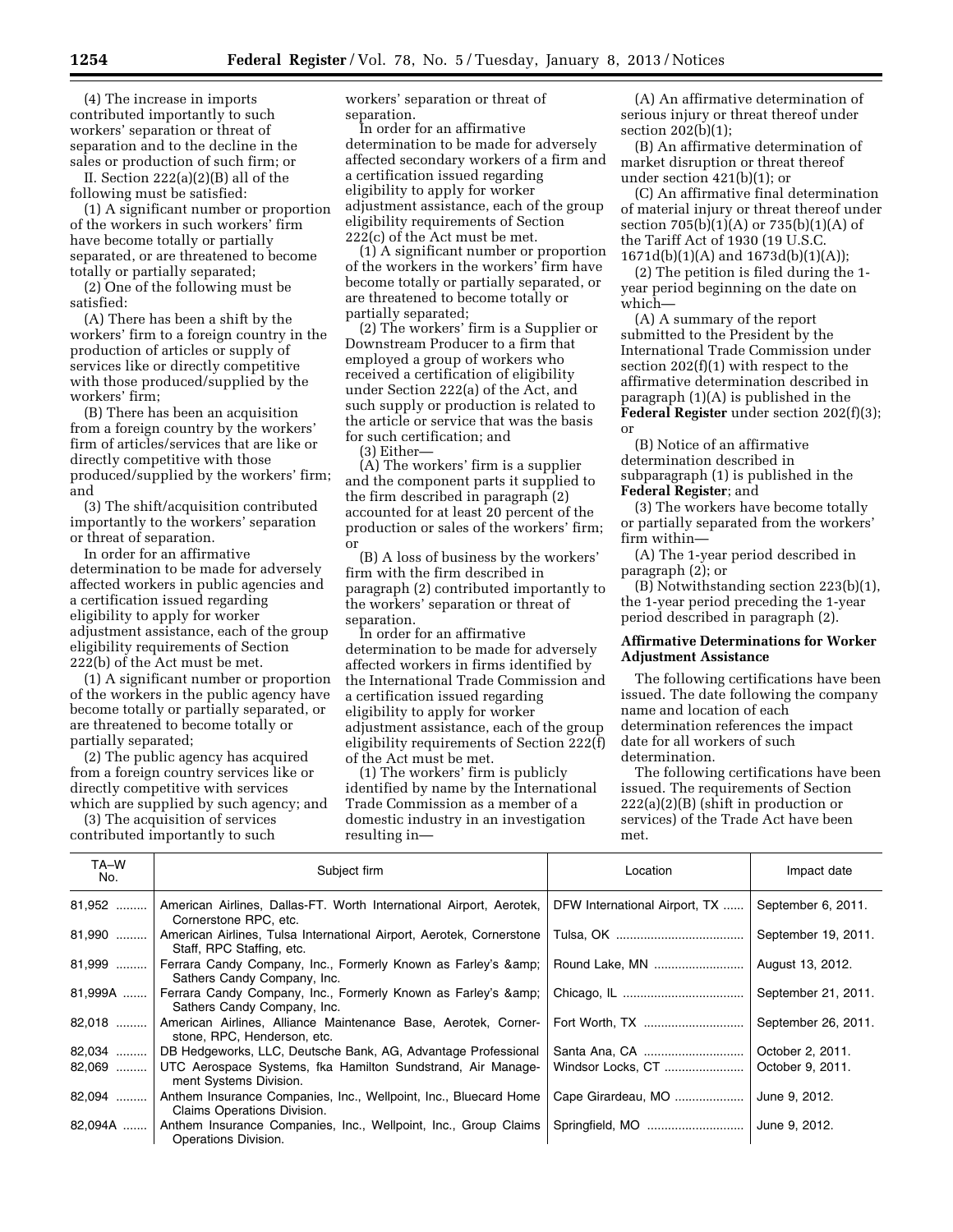(4) The increase in imports contributed importantly to such workers' separation or threat of separation and to the decline in the sales or production of such firm; or

II. Section 222(a)(2)(B) all of the following must be satisfied:

(1) A significant number or proportion of the workers in such workers' firm have become totally or partially separated, or are threatened to become totally or partially separated;

(2) One of the following must be satisfied:

(A) There has been a shift by the workers' firm to a foreign country in the production of articles or supply of services like or directly competitive with those produced/supplied by the workers' firm;

(B) There has been an acquisition from a foreign country by the workers' firm of articles/services that are like or directly competitive with those produced/supplied by the workers' firm; and

(3) The shift/acquisition contributed importantly to the workers' separation or threat of separation.

In order for an affirmative determination to be made for adversely affected workers in public agencies and a certification issued regarding eligibility to apply for worker adjustment assistance, each of the group eligibility requirements of Section 222(b) of the Act must be met.

(1) A significant number or proportion of the workers in the public agency have become totally or partially separated, or are threatened to become totally or partially separated;

(2) The public agency has acquired from a foreign country services like or directly competitive with services which are supplied by such agency; and

(3) The acquisition of services contributed importantly to such workers' separation or threat of separation.

In order for an affirmative determination to be made for adversely affected secondary workers of a firm and a certification issued regarding eligibility to apply for worker adjustment assistance, each of the group eligibility requirements of Section 222(c) of the Act must be met.

(1) A significant number or proportion of the workers in the workers' firm have become totally or partially separated, or are threatened to become totally or partially separated;

(2) The workers' firm is a Supplier or Downstream Producer to a firm that employed a group of workers who received a certification of eligibility under Section 222(a) of the Act, and such supply or production is related to the article or service that was the basis for such certification; and

(3) Either—

(A) The workers' firm is a supplier and the component parts it supplied to the firm described in paragraph (2) accounted for at least 20 percent of the production or sales of the workers' firm; or

(B) A loss of business by the workers' firm with the firm described in paragraph (2) contributed importantly to the workers' separation or threat of separation.

In order for an affirmative determination to be made for adversely affected workers in firms identified by the International Trade Commission and a certification issued regarding eligibility to apply for worker adjustment assistance, each of the group eligibility requirements of Section 222(f) of the Act must be met.

(1) The workers' firm is publicly identified by name by the International Trade Commission as a member of a domestic industry in an investigation resulting in—

(A) An affirmative determination of serious injury or threat thereof under section 202(b)(1);

(B) An affirmative determination of market disruption or threat thereof under section 421(b)(1); or

(C) An affirmative final determination of material injury or threat thereof under section 705(b)(1)(A) or 735(b)(1)(A) of the Tariff Act of 1930 (19 U.S.C. 1671d(b)(1)(A) and 1673d(b)(1)(A));

(2) The petition is filed during the 1-year period beginning on the date on which—

(A) A summary of the report submitted to the President by the International Trade Commission under section 202(f)(1) with respect to the affirmative determination described in paragraph (1)(A) is published in the **Federal Register** under section 202(f)(3); or

(B) Notice of an affirmative determination described in subparagraph (1) is published in the **Federal Register**; and

(3) The workers have become totally or partially separated from the workers' firm within—

(A) The 1-year period described in paragraph (2); or

(B) Notwithstanding section 223(b)(1), the 1-year period preceding the 1-year period described in paragraph (2).

## Affirmative Determinations for Worker Adjustment Assistance

The following certifications have been issued. The date following the company name and location of each determination references the impact date for all workers of such determination.

The following certifications have been issued. The requirements of Section 222(a)(2)(B) (shift in production or services) of the Trade Act have been met.

| TA–W No. | Subject firm | Location | Impact date |
|---|---|---|---|
| 81,952 | American Airlines, Dallas-FT. Worth International Airport, Aerotek, Cornerstone RPC, etc. | DFW International Airport, TX | September 6, 2011. |
| 81,990 | American Airlines, Tulsa International Airport, Aerotek, Cornerstone Staff, RPC Staffing, etc. | Tulsa, OK | September 19, 2011. |
| 81,999 | Ferrara Candy Company, Inc., Formerly Known as Farley's &amp; Sathers Candy Company, Inc. | Round Lake, MN | August 13, 2012. |
| 81,999A | Ferrara Candy Company, Inc., Formerly Known as Farley's &amp; Sathers Candy Company, Inc. | Chicago, IL | September 21, 2011. |
| 82,018 | American Airlines, Alliance Maintenance Base, Aerotek, Cornerstone, RPC, Henderson, etc. | Fort Worth, TX | September 26, 2011. |
| 82,034 | DB Hedgeworks, LLC, Deutsche Bank, AG, Advantage Professional | Santa Ana, CA | October 2, 2011. |
| 82,069 | UTC Aerospace Systems, fka Hamilton Sundstrand, Air Management Systems Division. | Windsor Locks, CT | October 9, 2011. |
| 82,094 | Anthem Insurance Companies, Inc., Wellpoint, Inc., Bluecard Home Claims Operations Division. | Cape Girardeau, MO | June 9, 2012. |
| 82,094A | Anthem Insurance Companies, Inc., Wellpoint, Inc., Group Claims Operations Division. | Springfield, MO | June 9, 2012. |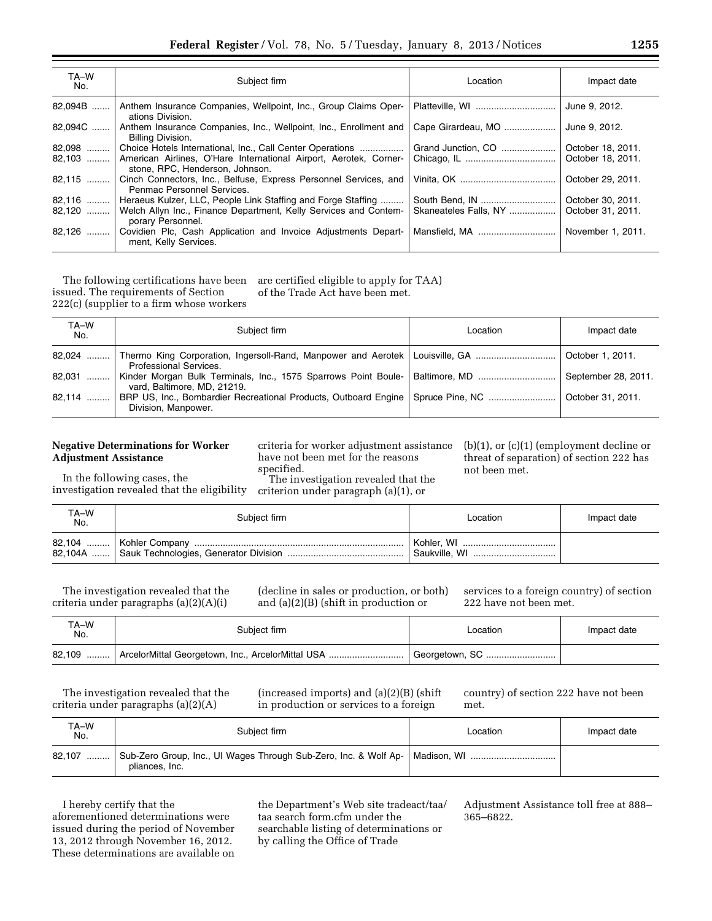| TA–W No. | Subject firm | Location | Impact date |
|---|---|---|---|
| 82,094B | Anthem Insurance Companies, Wellpoint, Inc., Group Claims Operations Division. | Platteville, WI | June 9, 2012. |
| 82,094C | Anthem Insurance Companies, Inc., Wellpoint, Inc., Enrollment and Billing Division. | Cape Girardeau, MO | June 9, 2012. |
| 82,098 | Choice Hotels International, Inc., Call Center Operations | Grand Junction, CO | October 18, 2011. |
| 82,103 | American Airlines, O'Hare International Airport, Aerotek, Cornerstone, RPC, Henderson, Johnson. | Chicago, IL | October 18, 2011. |
| 82,115 | Cinch Connectors, Inc., Belfuse, Express Personnel Services, and Penmac Personnel Services. | Vinita, OK | October 29, 2011. |
| 82,116 | Heraeus Kulzer, LLC, People Link Staffing and Forge Staffing | South Bend, IN | October 30, 2011. |
| 82,120 | Welch Allyn Inc., Finance Department, Kelly Services and Contemporary Personnel. | Skaneateles Falls, NY | October 31, 2011. |
| 82,126 | Covidien Plc, Cash Application and Invoice Adjustments Department, Kelly Services. | Mansfield, MA | November 1, 2011. |

The following certifications have been issued. The requirements of Section 222(c) (supplier to a firm whose workers are certified eligible to apply for TAA) of the Trade Act have been met.

| TA–W No. | Subject firm | Location | Impact date |
|---|---|---|---|
| 82,024 | Thermo King Corporation, Ingersoll-Rand, Manpower and Aerotek Professional Services. | Louisville, GA | October 1, 2011. |
| 82,031 | Kinder Morgan Bulk Terminals, Inc., 1575 Sparrows Point Boulevard, Baltimore, MD, 21219. | Baltimore, MD | September 28, 2011. |
| 82,114 | BRP US, Inc., Bombardier Recreational Products, Outboard Engine Division, Manpower. | Spruce Pine, NC | October 31, 2011. |

**Negative Determinations for Worker Adjustment Assistance**

In the following cases, the investigation revealed that the eligibility criteria for worker adjustment assistance have not been met for the reasons specified.

The investigation revealed that the criterion under paragraph (a)(1), or (b)(1), or (c)(1) (employment decline or threat of separation) of section 222 has not been met.

| TA–W No. | Subject firm | Location | Impact date |
|---|---|---|---|
| 82,104 | Kohler Company | Kohler, WI | |
| 82,104A | Sauk Technologies, Generator Division | Saukville, WI | |

The investigation revealed that the criteria under paragraphs (a)(2)(A)(i) (decline in sales or production, or both) and (a)(2)(B) (shift in production or services to a foreign country) of section 222 have not been met.

| TA–W No. | Subject firm | Location | Impact date |
|---|---|---|---|
| 82,109 | ArcelorMittal Georgetown, Inc., ArcelorMittal USA | Georgetown, SC | |

The investigation revealed that the criteria under paragraphs (a)(2)(A) (increased imports) and (a)(2)(B) (shift in production or services to a foreign country) of section 222 have not been met.

| TA–W No. | Subject firm | Location | Impact date |
|---|---|---|---|
| 82,107 | Sub-Zero Group, Inc., UI Wages Through Sub-Zero, Inc. & Wolf Appliances, Inc. | Madison, WI | |

I hereby certify that the aforementioned determinations were issued during the period of November 13, 2012 through November 16, 2012. These determinations are available on the Department's Web site tradeact/taa/taa search form.cfm under the searchable listing of determinations or by calling the Office of Trade Adjustment Assistance toll free at 888–365–6822.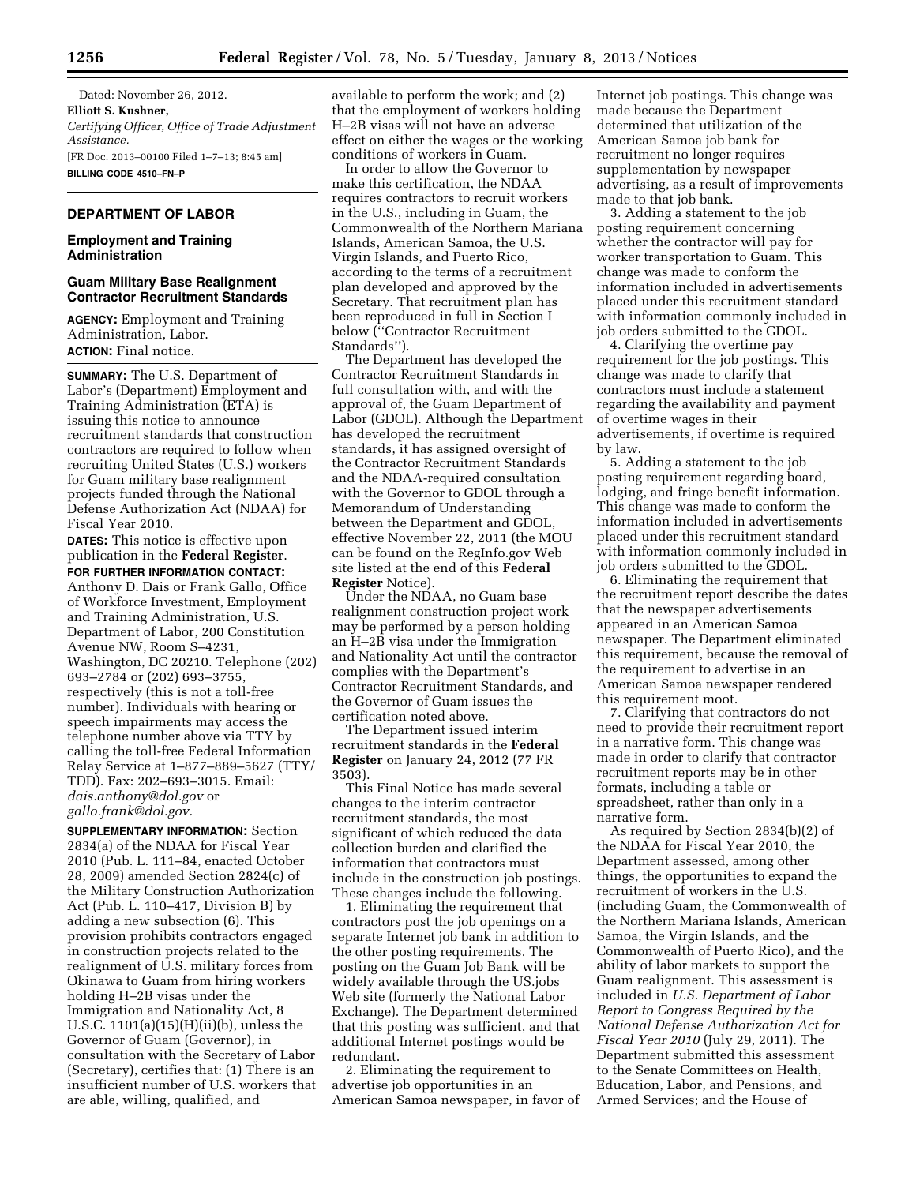Dated: November 26, 2012.

**Elliott S. Kushner,**

*Certifying Officer, Office of Trade Adjustment Assistance.*

[FR Doc. 2013–00100 Filed 1–7–13; 8:45 am]

**BILLING CODE 4510–FN–P**

## DEPARTMENT OF LABOR

### Employment and Training Administration

### Guam Military Base Realignment Contractor Recruitment Standards

**AGENCY:** Employment and Training Administration, Labor.

**ACTION:** Final notice.

**SUMMARY:** The U.S. Department of Labor's (Department) Employment and Training Administration (ETA) is issuing this notice to announce recruitment standards that construction contractors are required to follow when recruiting United States (U.S.) workers for Guam military base realignment projects funded through the National Defense Authorization Act (NDAA) for Fiscal Year 2010.

**DATES:** This notice is effective upon publication in the **Federal Register**.

**FOR FURTHER INFORMATION CONTACT:** Anthony D. Dais or Frank Gallo, Office of Workforce Investment, Employment and Training Administration, U.S. Department of Labor, 200 Constitution Avenue NW, Room S–4231, Washington, DC 20210. Telephone (202) 693–2784 or (202) 693–3755, respectively (this is not a toll-free number). Individuals with hearing or speech impairments may access the telephone number above via TTY by calling the toll-free Federal Information Relay Service at 1–877–889–5627 (TTY/TDD). Fax: 202–693–3015. Email: *dais.anthony@dol.gov* or *gallo.frank@dol.gov.*

**SUPPLEMENTARY INFORMATION:** Section 2834(a) of the NDAA for Fiscal Year 2010 (Pub. L. 111–84, enacted October 28, 2009) amended Section 2824(c) of the Military Construction Authorization Act (Pub. L. 110–417, Division B) by adding a new subsection (6). This provision prohibits contractors engaged in construction projects related to the realignment of U.S. military forces from Okinawa to Guam from hiring workers holding H–2B visas under the Immigration and Nationality Act, 8 U.S.C. 1101(a)(15)(H)(ii)(b), unless the Governor of Guam (Governor), in consultation with the Secretary of Labor (Secretary), certifies that: (1) There is an insufficient number of U.S. workers that are able, willing, qualified, and available to perform the work; and (2) that the employment of workers holding H–2B visas will not have an adverse effect on either the wages or the working conditions of workers in Guam.

In order to allow the Governor to make this certification, the NDAA requires contractors to recruit workers in the U.S., including in Guam, the Commonwealth of the Northern Mariana Islands, American Samoa, the U.S. Virgin Islands, and Puerto Rico, according to the terms of a recruitment plan developed and approved by the Secretary. That recruitment plan has been reproduced in full in Section I below (''Contractor Recruitment Standards'').

The Department has developed the Contractor Recruitment Standards in full consultation with, and with the approval of, the Guam Department of Labor (GDOL). Although the Department has developed the recruitment standards, it has assigned oversight of the Contractor Recruitment Standards and the NDAA-required consultation with the Governor to GDOL through a Memorandum of Understanding between the Department and GDOL, effective November 22, 2011 (the MOU can be found on the RegInfo.gov Web site listed at the end of this **Federal Register** Notice).

Under the NDAA, no Guam base realignment construction project work may be performed by a person holding an H–2B visa under the Immigration and Nationality Act until the contractor complies with the Department's Contractor Recruitment Standards, and the Governor of Guam issues the certification noted above.

The Department issued interim recruitment standards in the **Federal Register** on January 24, 2012 (77 FR 3503).

This Final Notice has made several changes to the interim contractor recruitment standards, the most significant of which reduced the data collection burden and clarified the information that contractors must include in the construction job postings. These changes include the following.

1. Eliminating the requirement that contractors post the job openings on a separate Internet job bank in addition to the other posting requirements. The posting on the Guam Job Bank will be widely available through the US.jobs Web site (formerly the National Labor Exchange). The Department determined that this posting was sufficient, and that additional Internet postings would be redundant.

2. Eliminating the requirement to advertise job opportunities in an American Samoa newspaper, in favor of Internet job postings. This change was made because the Department determined that utilization of the American Samoa job bank for recruitment no longer requires supplementation by newspaper advertising, as a result of improvements made to that job bank.

3. Adding a statement to the job posting requirement concerning whether the contractor will pay for worker transportation to Guam. This change was made to conform the information included in advertisements placed under this recruitment standard with information commonly included in job orders submitted to the GDOL.

4. Clarifying the overtime pay requirement for the job postings. This change was made to clarify that contractors must include a statement regarding the availability and payment of overtime wages in their advertisements, if overtime is required by law.

5. Adding a statement to the job posting requirement regarding board, lodging, and fringe benefit information. This change was made to conform the information included in advertisements placed under this recruitment standard with information commonly included in job orders submitted to the GDOL.

6. Eliminating the requirement that the recruitment report describe the dates that the newspaper advertisements appeared in an American Samoa newspaper. The Department eliminated this requirement, because the removal of the requirement to advertise in an American Samoa newspaper rendered this requirement moot.

7. Clarifying that contractors do not need to provide their recruitment report in a narrative form. This change was made in order to clarify that contractor recruitment reports may be in other formats, including a table or spreadsheet, rather than only in a narrative form.

As required by Section 2834(b)(2) of the NDAA for Fiscal Year 2010, the Department assessed, among other things, the opportunities to expand the recruitment of workers in the U.S. (including Guam, the Commonwealth of the Northern Mariana Islands, American Samoa, the Virgin Islands, and the Commonwealth of Puerto Rico), and the ability of labor markets to support the Guam realignment. This assessment is included in *U.S. Department of Labor Report to Congress Required by the National Defense Authorization Act for Fiscal Year 2010* (July 29, 2011). The Department submitted this assessment to the Senate Committees on Health, Education, Labor, and Pensions, and Armed Services; and the House of